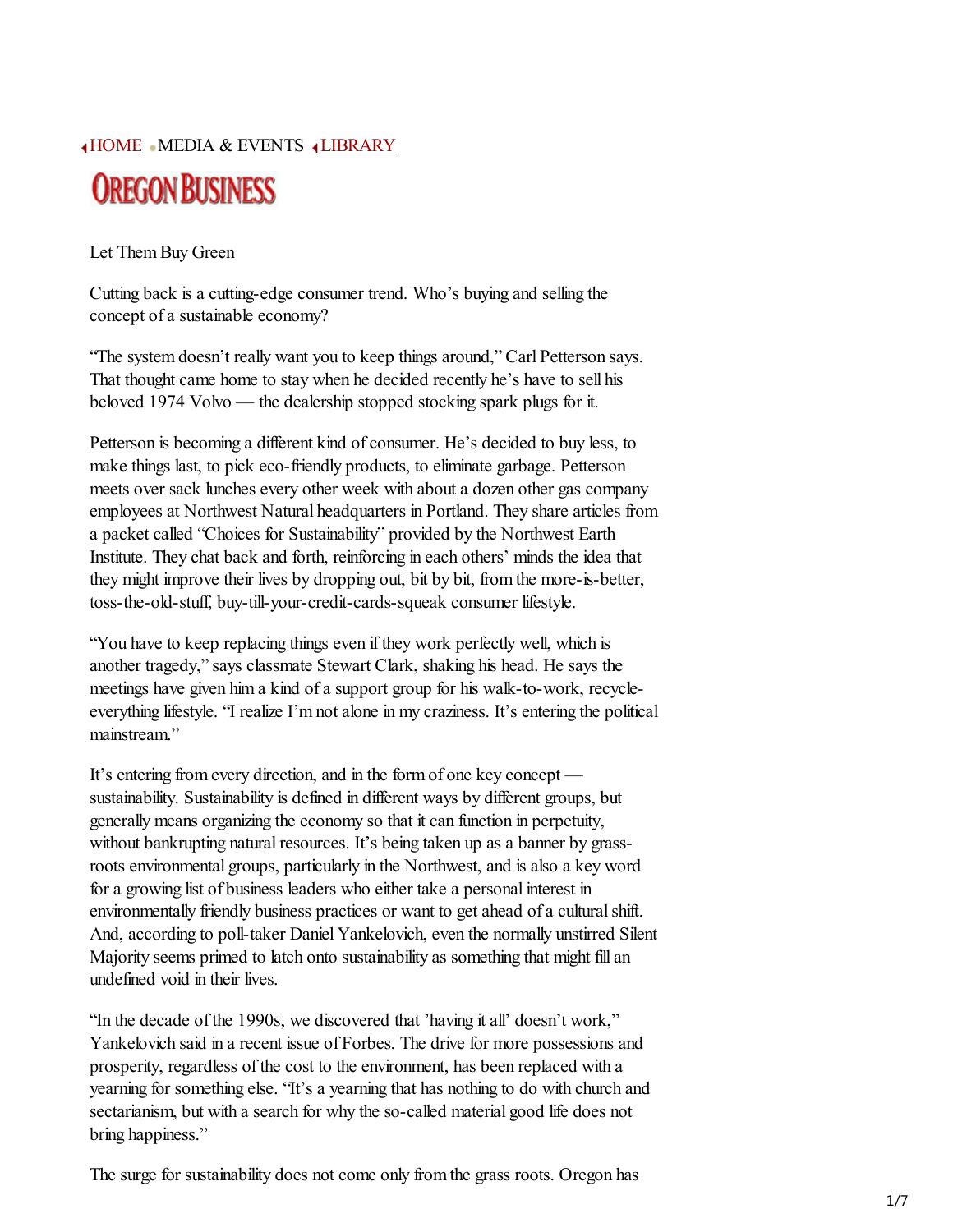◂HOME • MEDIA & EVENTS ◂LIBRARY

OREGON BUSINESS

# Let Them Buy Green

Cutting back is a cutting-edge consumer trend. Who's buying and selling the concept of a sustainable economy?

"The system doesn't really want you to keep things around," Carl Petterson says. That thought came home to stay when he decided recently he's have to sell his beloved 1974 Volvo — the dealership stopped stocking spark plugs for it.

Petterson is becoming a different kind of consumer. He's decided to buy less, to make things last, to pick eco-friendly products, to eliminate garbage. Petterson meets over sack lunches every other week with about a dozen other gas company employees at Northwest Natural headquarters in Portland. They share articles from a packet called "Choices for Sustainability" provided by the Northwest Earth Institute. They chat back and forth, reinforcing in each others' minds the idea that they might improve their lives by dropping out, bit by bit, from the more-is-better, toss-the-old-stuff, buy-till-your-credit-cards-squeak consumer lifestyle.

"You have to keep replacing things even if they work perfectly well, which is another tragedy," says classmate Stewart Clark, shaking his head. He says the meetings have given him a kind of a support group for his walk-to-work, recycle-everything lifestyle. "I realize I'm not alone in my craziness. It's entering the political mainstream."

It's entering from every direction, and in the form of one key concept — sustainability. Sustainability is defined in different ways by different groups, but generally means organizing the economy so that it can function in perpetuity, without bankrupting natural resources. It's being taken up as a banner by grass-roots environmental groups, particularly in the Northwest, and is also a key word for a growing list of business leaders who either take a personal interest in environmentally friendly business practices or want to get ahead of a cultural shift. And, according to poll-taker Daniel Yankelovich, even the normally unstirred Silent Majority seems primed to latch onto sustainability as something that might fill an undefined void in their lives.

"In the decade of the 1990s, we discovered that 'having it all' doesn't work," Yankelovich said in a recent issue of Forbes. The drive for more possessions and prosperity, regardless of the cost to the environment, has been replaced with a yearning for something else. "It's a yearning that has nothing to do with church and sectarianism, but with a search for why the so-called material good life does not bring happiness."

The surge for sustainability does not come only from the grass roots. Oregon has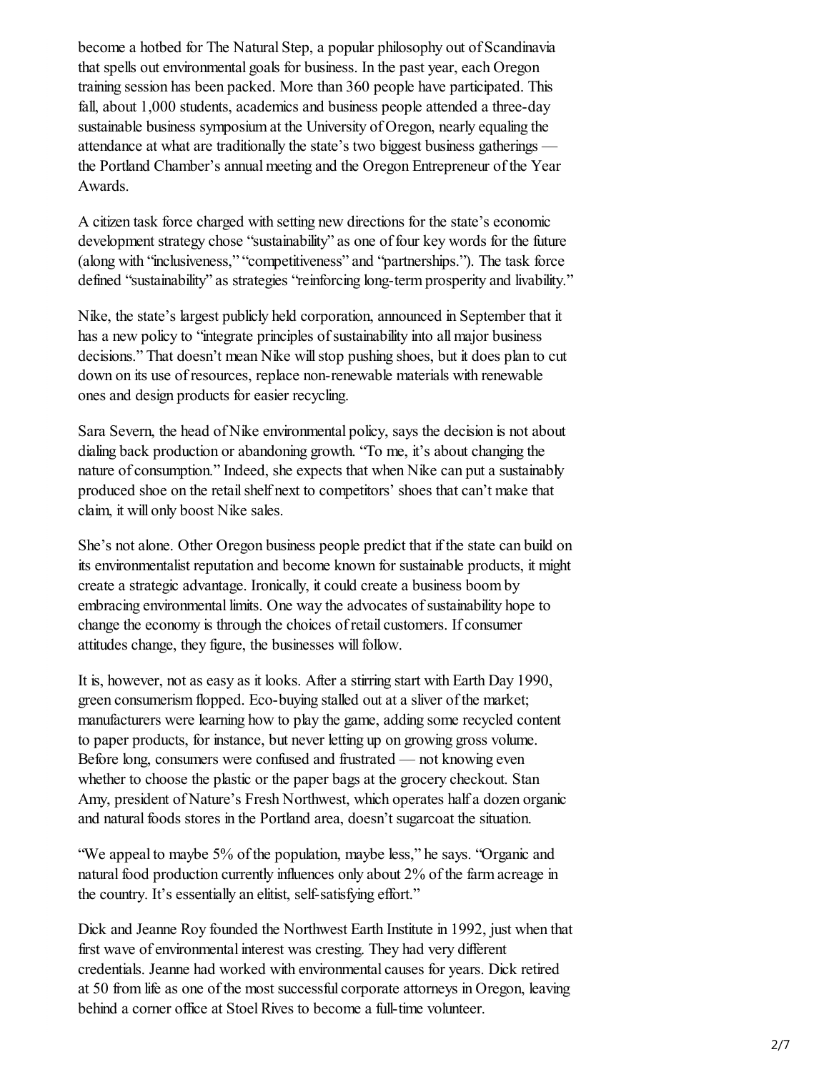become a hotbed for The Natural Step, a popular philosophy out of Scandinavia that spells out environmental goals for business. In the past year, each Oregon training session has been packed. More than 360 people have participated. This fall, about 1,000 students, academics and business people attended a three-day sustainable business symposium at the University of Oregon, nearly equaling the attendance at what are traditionally the state's two biggest business gatherings — the Portland Chamber's annual meeting and the Oregon Entrepreneur of the Year Awards.

A citizen task force charged with setting new directions for the state's economic development strategy chose "sustainability" as one of four key words for the future (along with "inclusiveness," "competitiveness" and "partnerships."). The task force defined "sustainability" as strategies "reinforcing long-term prosperity and livability."

Nike, the state's largest publicly held corporation, announced in September that it has a new policy to "integrate principles of sustainability into all major business decisions." That doesn't mean Nike will stop pushing shoes, but it does plan to cut down on its use of resources, replace non-renewable materials with renewable ones and design products for easier recycling.

Sara Severn, the head of Nike environmental policy, says the decision is not about dialing back production or abandoning growth. "To me, it's about changing the nature of consumption." Indeed, she expects that when Nike can put a sustainably produced shoe on the retail shelf next to competitors' shoes that can't make that claim, it will only boost Nike sales.

She's not alone. Other Oregon business people predict that if the state can build on its environmentalist reputation and become known for sustainable products, it might create a strategic advantage. Ironically, it could create a business boom by embracing environmental limits. One way the advocates of sustainability hope to change the economy is through the choices of retail customers. If consumer attitudes change, they figure, the businesses will follow.

It is, however, not as easy as it looks. After a stirring start with Earth Day 1990, green consumerism flopped. Eco-buying stalled out at a sliver of the market; manufacturers were learning how to play the game, adding some recycled content to paper products, for instance, but never letting up on growing gross volume. Before long, consumers were confused and frustrated — not knowing even whether to choose the plastic or the paper bags at the grocery checkout. Stan Amy, president of Nature's Fresh Northwest, which operates half a dozen organic and natural foods stores in the Portland area, doesn't sugarcoat the situation.

"We appeal to maybe 5% of the population, maybe less," he says. "Organic and natural food production currently influences only about 2% of the farm acreage in the country. It's essentially an elitist, self-satisfying effort."

Dick and Jeanne Roy founded the Northwest Earth Institute in 1992, just when that first wave of environmental interest was cresting. They had very different credentials. Jeanne had worked with environmental causes for years. Dick retired at 50 from life as one of the most successful corporate attorneys in Oregon, leaving behind a corner office at Stoel Rives to become a full-time volunteer.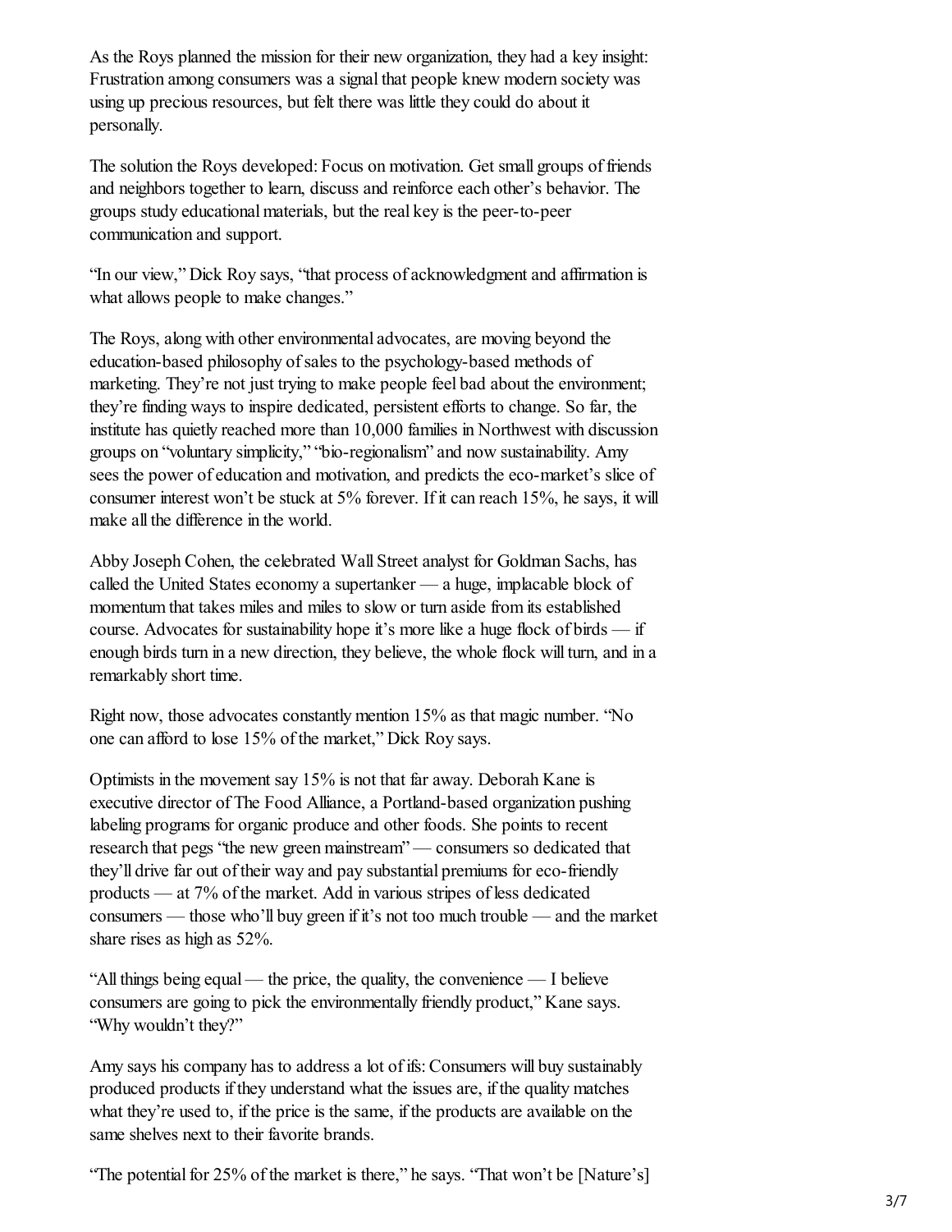As the Roys planned the mission for their new organization, they had a key insight: Frustration among consumers was a signal that people knew modern society was using up precious resources, but felt there was little they could do about it personally.

The solution the Roys developed: Focus on motivation. Get small groups of friends and neighbors together to learn, discuss and reinforce each other's behavior. The groups study educational materials, but the real key is the peer-to-peer communication and support.

"In our view," Dick Roy says, "that process of acknowledgment and affirmation is what allows people to make changes."

The Roys, along with other environmental advocates, are moving beyond the education-based philosophy of sales to the psychology-based methods of marketing. They're not just trying to make people feel bad about the environment; they're finding ways to inspire dedicated, persistent efforts to change. So far, the institute has quietly reached more than 10,000 families in Northwest with discussion groups on "voluntary simplicity," "bio-regionalism" and now sustainability. Amy sees the power of education and motivation, and predicts the eco-market's slice of consumer interest won't be stuck at 5% forever. If it can reach 15%, he says, it will make all the difference in the world.

Abby Joseph Cohen, the celebrated Wall Street analyst for Goldman Sachs, has called the United States economy a supertanker — a huge, implacable block of momentum that takes miles and miles to slow or turn aside from its established course. Advocates for sustainability hope it's more like a huge flock of birds — if enough birds turn in a new direction, they believe, the whole flock will turn, and in a remarkably short time.

Right now, those advocates constantly mention 15% as that magic number. "No one can afford to lose 15% of the market," Dick Roy says.

Optimists in the movement say 15% is not that far away. Deborah Kane is executive director of The Food Alliance, a Portland-based organization pushing labeling programs for organic produce and other foods. She points to recent research that pegs "the new green mainstream" — consumers so dedicated that they'll drive far out of their way and pay substantial premiums for eco-friendly products — at 7% of the market. Add in various stripes of less dedicated consumers — those who'll buy green if it's not too much trouble — and the market share rises as high as 52%.

"All things being equal — the price, the quality, the convenience — I believe consumers are going to pick the environmentally friendly product," Kane says. "Why wouldn't they?"

Amy says his company has to address a lot of ifs: Consumers will buy sustainably produced products if they understand what the issues are, if the quality matches what they're used to, if the price is the same, if the products are available on the same shelves next to their favorite brands.

"The potential for 25% of the market is there," he says. "That won't be [Nature's]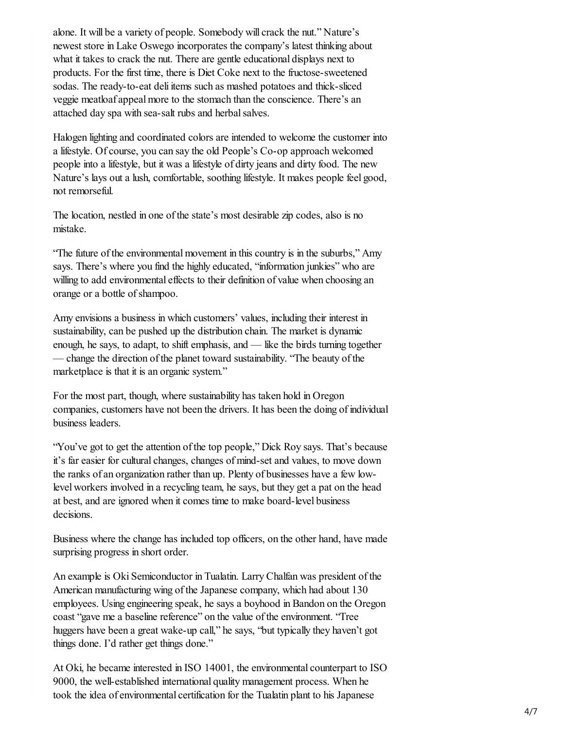alone. It will be a variety of people. Somebody will crack the nut." Nature's newest store in Lake Oswego incorporates the company's latest thinking about what it takes to crack the nut. There are gentle educational displays next to products. For the first time, there is Diet Coke next to the fructose-sweetened sodas. The ready-to-eat deli items such as mashed potatoes and thick-sliced veggie meatloaf appeal more to the stomach than the conscience. There's an attached day spa with sea-salt rubs and herbal salves.

Halogen lighting and coordinated colors are intended to welcome the customer into a lifestyle. Of course, you can say the old People's Co-op approach welcomed people into a lifestyle, but it was a lifestyle of dirty jeans and dirty food. The new Nature's lays out a lush, comfortable, soothing lifestyle. It makes people feel good, not remorseful.

The location, nestled in one of the state's most desirable zip codes, also is no mistake.

"The future of the environmental movement in this country is in the suburbs," Amy says. There's where you find the highly educated, "information junkies" who are willing to add environmental effects to their definition of value when choosing an orange or a bottle of shampoo.

Amy envisions a business in which customers' values, including their interest in sustainability, can be pushed up the distribution chain. The market is dynamic enough, he says, to adapt, to shift emphasis, and — like the birds turning together — change the direction of the planet toward sustainability. "The beauty of the marketplace is that it is an organic system."

For the most part, though, where sustainability has taken hold in Oregon companies, customers have not been the drivers. It has been the doing of individual business leaders.

"You've got to get the attention of the top people," Dick Roy says. That's because it's far easier for cultural changes, changes of mind-set and values, to move down the ranks of an organization rather than up. Plenty of businesses have a few low-level workers involved in a recycling team, he says, but they get a pat on the head at best, and are ignored when it comes time to make board-level business decisions.

Business where the change has included top officers, on the other hand, have made surprising progress in short order.

An example is Oki Semiconductor in Tualatin. Larry Chalfan was president of the American manufacturing wing of the Japanese company, which had about 130 employees. Using engineering speak, he says a boyhood in Bandon on the Oregon coast "gave me a baseline reference" on the value of the environment. "Tree huggers have been a great wake-up call," he says, "but typically they haven't got things done. I'd rather get things done."

At Oki, he became interested in ISO 14001, the environmental counterpart to ISO 9000, the well-established international quality management process. When he took the idea of environmental certification for the Tualatin plant to his Japanese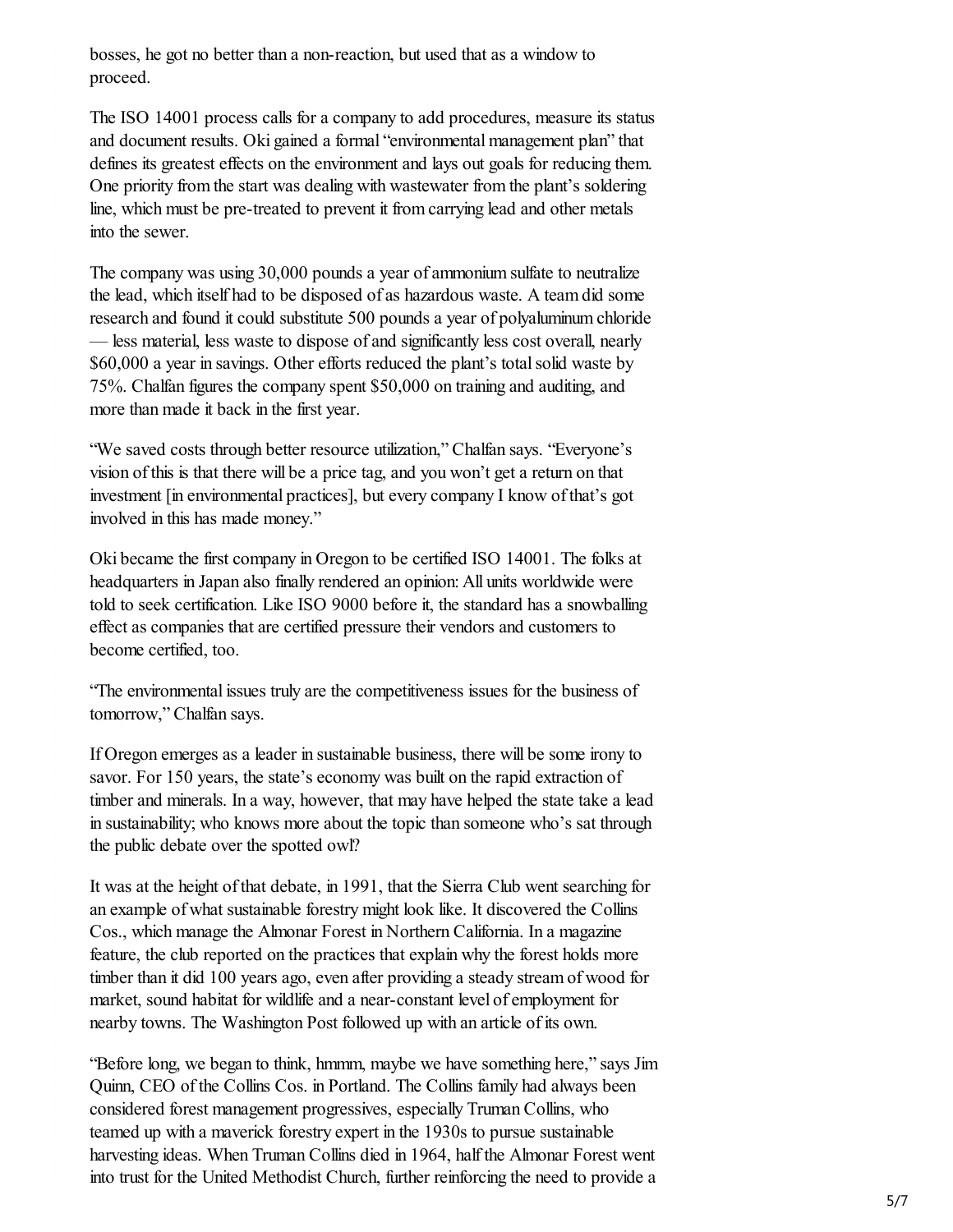bosses, he got no better than a non-reaction, but used that as a window to proceed.

The ISO 14001 process calls for a company to add procedures, measure its status and document results. Oki gained a formal "environmental management plan" that defines its greatest effects on the environment and lays out goals for reducing them. One priority from the start was dealing with wastewater from the plant's soldering line, which must be pre-treated to prevent it from carrying lead and other metals into the sewer.

The company was using 30,000 pounds a year of ammonium sulfate to neutralize the lead, which itself had to be disposed of as hazardous waste. A team did some research and found it could substitute 500 pounds a year of polyaluminum chloride — less material, less waste to dispose of and significantly less cost overall, nearly $60,000 a year in savings. Other efforts reduced the plant's total solid waste by 75%. Chalfan figures the company spent $50,000 on training and auditing, and more than made it back in the first year.

"We saved costs through better resource utilization," Chalfan says. "Everyone's vision of this is that there will be a price tag, and you won't get a return on that investment [in environmental practices], but every company I know of that's got involved in this has made money."

Oki became the first company in Oregon to be certified ISO 14001. The folks at headquarters in Japan also finally rendered an opinion: All units worldwide were told to seek certification. Like ISO 9000 before it, the standard has a snowballing effect as companies that are certified pressure their vendors and customers to become certified, too.

"The environmental issues truly are the competitiveness issues for the business of tomorrow," Chalfan says.

If Oregon emerges as a leader in sustainable business, there will be some irony to savor. For 150 years, the state's economy was built on the rapid extraction of timber and minerals. In a way, however, that may have helped the state take a lead in sustainability; who knows more about the topic than someone who's sat through the public debate over the spotted owl?

It was at the height of that debate, in 1991, that the Sierra Club went searching for an example of what sustainable forestry might look like. It discovered the Collins Cos., which manage the Almonar Forest in Northern California. In a magazine feature, the club reported on the practices that explain why the forest holds more timber than it did 100 years ago, even after providing a steady stream of wood for market, sound habitat for wildlife and a near-constant level of employment for nearby towns. The Washington Post followed up with an article of its own.

"Before long, we began to think, hmmm, maybe we have something here," says Jim Quinn, CEO of the Collins Cos. in Portland. The Collins family had always been considered forest management progressives, especially Truman Collins, who teamed up with a maverick forestry expert in the 1930s to pursue sustainable harvesting ideas. When Truman Collins died in 1964, half the Almonar Forest went into trust for the United Methodist Church, further reinforcing the need to provide a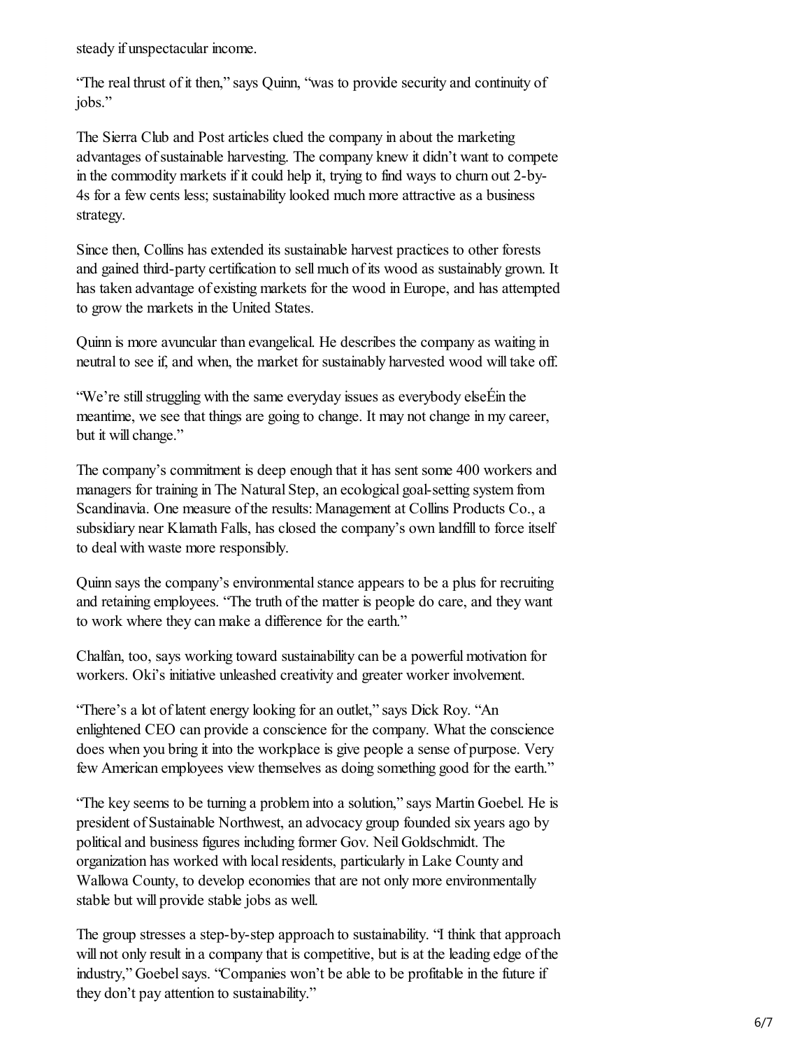steady if unspectacular income.

“The real thrust of it then,” says Quinn, “was to provide security and continuity of jobs.”

The Sierra Club and Post articles clued the company in about the marketing advantages of sustainable harvesting. The company knew it didn’t want to compete in the commodity markets if it could help it, trying to find ways to churn out 2-by-4s for a few cents less; sustainability looked much more attractive as a business strategy.

Since then, Collins has extended its sustainable harvest practices to other forests and gained third-party certification to sell much of its wood as sustainably grown. It has taken advantage of existing markets for the wood in Europe, and has attempted to grow the markets in the United States.

Quinn is more avuncular than evangelical. He describes the company as waiting in neutral to see if, and when, the market for sustainably harvested wood will take off.

“We’re still struggling with the same everyday issues as everybody elseÉin the meantime, we see that things are going to change. It may not change in my career, but it will change.”

The company’s commitment is deep enough that it has sent some 400 workers and managers for training in The Natural Step, an ecological goal-setting system from Scandinavia. One measure of the results: Management at Collins Products Co., a subsidiary near Klamath Falls, has closed the company’s own landfill to force itself to deal with waste more responsibly.

Quinn says the company’s environmental stance appears to be a plus for recruiting and retaining employees. “The truth of the matter is people do care, and they want to work where they can make a difference for the earth.”

Chalfan, too, says working toward sustainability can be a powerful motivation for workers. Oki’s initiative unleashed creativity and greater worker involvement.

“There’s a lot of latent energy looking for an outlet,” says Dick Roy. “An enlightened CEO can provide a conscience for the company. What the conscience does when you bring it into the workplace is give people a sense of purpose. Very few American employees view themselves as doing something good for the earth.”

“The key seems to be turning a problem into a solution,” says Martin Goebel. He is president of Sustainable Northwest, an advocacy group founded six years ago by political and business figures including former Gov. Neil Goldschmidt. The organization has worked with local residents, particularly in Lake County and Wallowa County, to develop economies that are not only more environmentally stable but will provide stable jobs as well.

The group stresses a step-by-step approach to sustainability. “I think that approach will not only result in a company that is competitive, but is at the leading edge of the industry,” Goebel says. “Companies won’t be able to be profitable in the future if they don’t pay attention to sustainability.”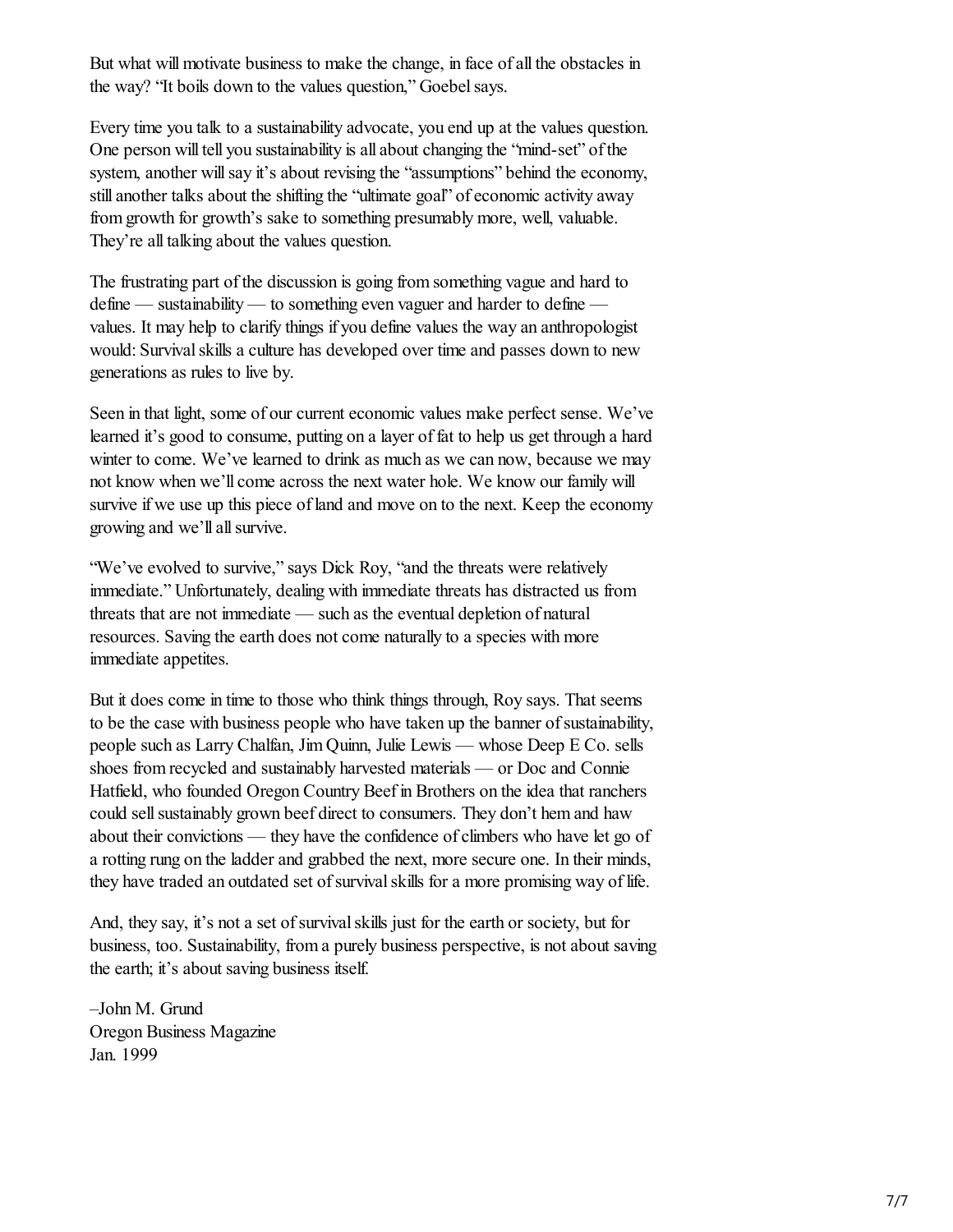But what will motivate business to make the change, in face of all the obstacles in the way? "It boils down to the values question," Goebel says.

Every time you talk to a sustainability advocate, you end up at the values question. One person will tell you sustainability is all about changing the "mind-set" of the system, another will say it's about revising the "assumptions" behind the economy, still another talks about the shifting the "ultimate goal" of economic activity away from growth for growth's sake to something presumably more, well, valuable. They're all talking about the values question.

The frustrating part of the discussion is going from something vague and hard to define — sustainability — to something even vaguer and harder to define — values. It may help to clarify things if you define values the way an anthropologist would: Survival skills a culture has developed over time and passes down to new generations as rules to live by.

Seen in that light, some of our current economic values make perfect sense. We've learned it's good to consume, putting on a layer of fat to help us get through a hard winter to come. We've learned to drink as much as we can now, because we may not know when we'll come across the next water hole. We know our family will survive if we use up this piece of land and move on to the next. Keep the economy growing and we'll all survive.

"We've evolved to survive," says Dick Roy, "and the threats were relatively immediate." Unfortunately, dealing with immediate threats has distracted us from threats that are not immediate — such as the eventual depletion of natural resources. Saving the earth does not come naturally to a species with more immediate appetites.

But it does come in time to those who think things through, Roy says. That seems to be the case with business people who have taken up the banner of sustainability, people such as Larry Chalfan, Jim Quinn, Julie Lewis — whose Deep E Co. sells shoes from recycled and sustainably harvested materials — or Doc and Connie Hatfield, who founded Oregon Country Beef in Brothers on the idea that ranchers could sell sustainably grown beef direct to consumers. They don't hem and haw about their convictions — they have the confidence of climbers who have let go of a rotting rung on the ladder and grabbed the next, more secure one. In their minds, they have traded an outdated set of survival skills for a more promising way of life.

And, they say, it's not a set of survival skills just for the earth or society, but for business, too. Sustainability, from a purely business perspective, is not about saving the earth; it's about saving business itself.

–John M. Grund
Oregon Business Magazine
Jan. 1999